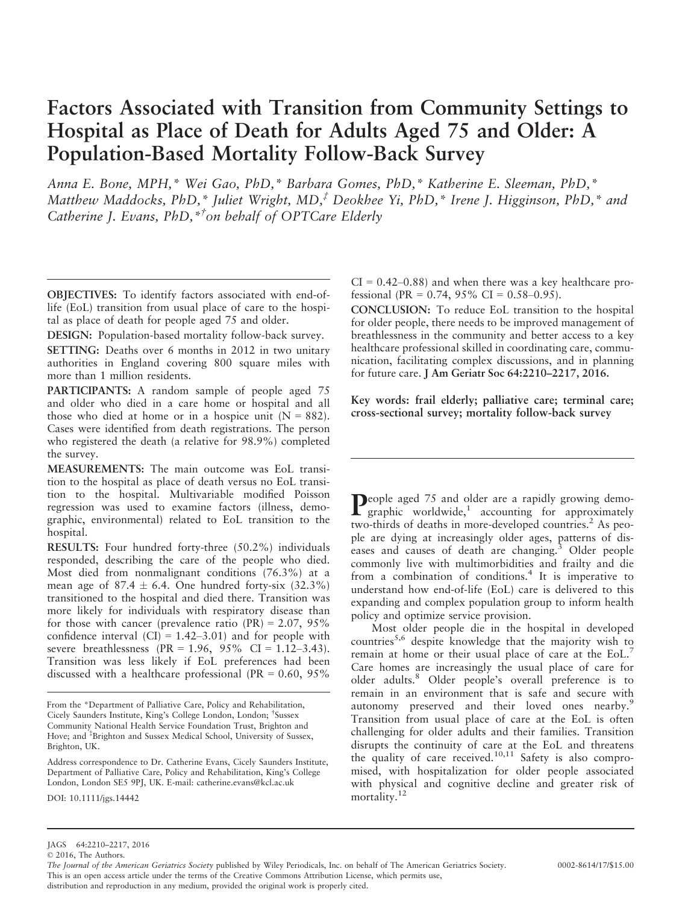# Factors Associated with Transition from Community Settings to Hospital as Place of Death for Adults Aged 75 and Older: A Population-Based Mortality Follow-Back Survey

*Anna E. Bone, MPH,\* Wei Gao, PhD,\* Barbara Gomes, PhD,\* Katherine E. Sleeman, PhD,\* Matthew Maddocks, PhD,\* Juliet Wright, MD,[‡] Deokhee Yi, PhD,\* Irene J. Higginson, PhD,\* and Catherine J. Evans, PhD,\*[†] on behalf of OPTCare Elderly*

**OBJECTIVES:** To identify factors associated with end-of-life (EoL) transition from usual place of care to the hospital as place of death for people aged 75 and older.

**DESIGN:** Population-based mortality follow-back survey.

**SETTING:** Deaths over 6 months in 2012 in two unitary authorities in England covering 800 square miles with more than 1 million residents.

**PARTICIPANTS:** A random sample of people aged 75 and older who died in a care home or hospital and all those who died at home or in a hospice unit (N = 882). Cases were identified from death registrations. The person who registered the death (a relative for 98.9%) completed the survey.

**MEASUREMENTS:** The main outcome was EoL transition to the hospital as place of death versus no EoL transition to the hospital. Multivariable modified Poisson regression was used to examine factors (illness, demographic, environmental) related to EoL transition to the hospital.

**RESULTS:** Four hundred forty-three (50.2%) individuals responded, describing the care of the people who died. Most died from nonmalignant conditions (76.3%) at a mean age of 87.4 ± 6.4. One hundred forty-six (32.3%) transitioned to the hospital and died there. Transition was more likely for individuals with respiratory disease than for those with cancer (prevalence ratio (PR) = 2.07, 95% confidence interval (CI) = 1.42–3.01) and for people with severe breathlessness (PR = 1.96, 95% CI = 1.12–3.43). Transition was less likely if EoL preferences had been discussed with a healthcare professional (PR = 0.60, 95% CI = 0.42–0.88) and when there was a key healthcare professional (PR = 0.74, 95% CI = 0.58–0.95).

**CONCLUSION:** To reduce EoL transition to the hospital for older people, there needs to be improved management of breathlessness in the community and better access to a key healthcare professional skilled in coordinating care, communication, facilitating complex discussions, and in planning for future care. **J Am Geriatr Soc 64:2210–2217, 2016.**

**Key words: frail elderly; palliative care; terminal care; cross-sectional survey; mortality follow-back survey**

From the \*Department of Palliative Care, Policy and Rehabilitation, Cicely Saunders Institute, King's College London, London; [†]Sussex Community National Health Service Foundation Trust, Brighton and Hove; and [‡]Brighton and Sussex Medical School, University of Sussex, Brighton, UK.

Address correspondence to Dr. Catherine Evans, Cicely Saunders Institute, Department of Palliative Care, Policy and Rehabilitation, King's College London, London SE5 9PJ, UK. E-mail: catherine.evans@kcl.ac.uk

DOI: 10.1111/jgs.14442

People aged 75 and older are a rapidly growing demographic worldwide,[1] accounting for approximately two-thirds of deaths in more-developed countries.[2] As people are dying at increasingly older ages, patterns of diseases and causes of death are changing.[3] Older people commonly live with multimorbidities and frailty and die from a combination of conditions.[4] It is imperative to understand how end-of-life (EoL) care is delivered to this expanding and complex population group to inform health policy and optimize service provision.

Most older people die in the hospital in developed countries[5,6] despite knowledge that the majority wish to remain at home or their usual place of care at the EoL.[7] Care homes are increasingly the usual place of care for older adults.[8] Older people's overall preference is to remain in an environment that is safe and secure with autonomy preserved and their loved ones nearby.[9] Transition from usual place of care at the EoL is often challenging for older adults and their families. Transition disrupts the continuity of care at the EoL and threatens the quality of care received.[10,11] Safety is also compromised, with hospitalization for older people associated with physical and cognitive decline and greater risk of mortality.[12]

© 2016, The Authors.
*The Journal of the American Geriatrics Society* published by Wiley Periodicals, Inc. on behalf of The American Geriatrics Society.
This is an open access article under the terms of the Creative Commons Attribution License, which permits use, distribution and reproduction in any medium, provided the original work is properly cited.

0002-8614/17/$15.00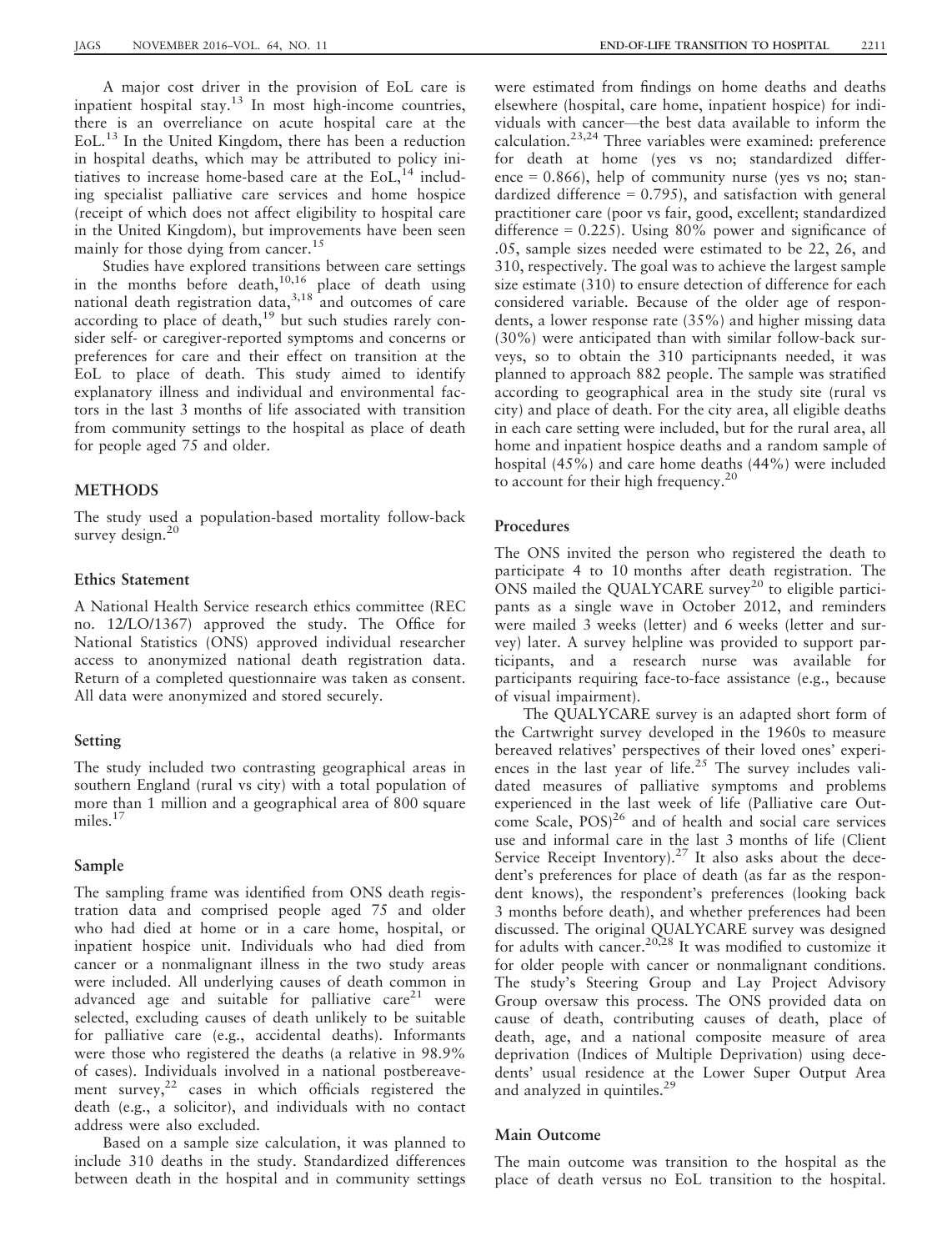A major cost driver in the provision of EoL care is inpatient hospital stay.[13] In most high-income countries, there is an overreliance on acute hospital care at the EoL.[13] In the United Kingdom, there has been a reduction in hospital deaths, which may be attributed to policy initiatives to increase home-based care at the EoL,[14] including specialist palliative care services and home hospice (receipt of which does not affect eligibility to hospital care in the United Kingdom), but improvements have been seen mainly for those dying from cancer.[15]

Studies have explored transitions between care settings in the months before death,[10,16] place of death using national death registration data,[3,18] and outcomes of care according to place of death,[19] but such studies rarely consider self- or caregiver-reported symptoms and concerns or preferences for care and their effect on transition at the EoL to place of death. This study aimed to identify explanatory illness and individual and environmental factors in the last 3 months of life associated with transition from community settings to the hospital as place of death for people aged 75 and older.

## METHODS

The study used a population-based mortality follow-back survey design.[20]

### Ethics Statement

A National Health Service research ethics committee (REC no. 12/LO/1367) approved the study. The Office for National Statistics (ONS) approved individual researcher access to anonymized national death registration data. Return of a completed questionnaire was taken as consent. All data were anonymized and stored securely.

### Setting

The study included two contrasting geographical areas in southern England (rural vs city) with a total population of more than 1 million and a geographical area of 800 square miles.[17]

### Sample

The sampling frame was identified from ONS death registration data and comprised people aged 75 and older who had died at home or in a care home, hospital, or inpatient hospice unit. Individuals who had died from cancer or a nonmalignant illness in the two study areas were included. All underlying causes of death common in advanced age and suitable for palliative care[21] were selected, excluding causes of death unlikely to be suitable for palliative care (e.g., accidental deaths). Informants were those who registered the deaths (a relative in 98.9% of cases). Individuals involved in a national postbereavement survey,[22] cases in which officials registered the death (e.g., a solicitor), and individuals with no contact address were also excluded.

Based on a sample size calculation, it was planned to include 310 deaths in the study. Standardized differences between death in the hospital and in community settings were estimated from findings on home deaths and deaths elsewhere (hospital, care home, inpatient hospice) for individuals with cancer—the best data available to inform the calculation.[23,24] Three variables were examined: preference for death at home (yes vs no; standardized difference = 0.866), help of community nurse (yes vs no; standardized difference = 0.795), and satisfaction with general practitioner care (poor vs fair, good, excellent; standardized difference = 0.225). Using 80% power and significance of .05, sample sizes needed were estimated to be 22, 26, and 310, respectively. The goal was to achieve the largest sample size estimate (310) to ensure detection of difference for each considered variable. Because of the older age of respondents, a lower response rate (35%) and higher missing data (30%) were anticipated than with similar follow-back surveys, so to obtain the 310 participnants needed, it was planned to approach 882 people. The sample was stratified according to geographical area in the study site (rural vs city) and place of death. For the city area, all eligible deaths in each care setting were included, but for the rural area, all home and inpatient hospice deaths and a random sample of hospital (45%) and care home deaths (44%) were included to account for their high frequency.[20]

### Procedures

The ONS invited the person who registered the death to participate 4 to 10 months after death registration. The ONS mailed the QUALYCARE survey[20] to eligible participants as a single wave in October 2012, and reminders were mailed 3 weeks (letter) and 6 weeks (letter and survey) later. A survey helpline was provided to support participants, and a research nurse was available for participants requiring face-to-face assistance (e.g., because of visual impairment).

The QUALYCARE survey is an adapted short form of the Cartwright survey developed in the 1960s to measure bereaved relatives' perspectives of their loved ones' experiences in the last year of life.[25] The survey includes validated measures of palliative symptoms and problems experienced in the last week of life (Palliative care Outcome Scale, POS)[26] and of health and social care services use and informal care in the last 3 months of life (Client Service Receipt Inventory).[27] It also asks about the decedent's preferences for place of death (as far as the respondent knows), the respondent's preferences (looking back 3 months before death), and whether preferences had been discussed. The original QUALYCARE survey was designed for adults with cancer.[20,28] It was modified to customize it for older people with cancer or nonmalignant conditions. The study's Steering Group and Lay Project Advisory Group oversaw this process. The ONS provided data on cause of death, contributing causes of death, place of death, age, and a national composite measure of area deprivation (Indices of Multiple Deprivation) using decedents' usual residence at the Lower Super Output Area and analyzed in quintiles.[29]

### Main Outcome

The main outcome was transition to the hospital as the place of death versus no EoL transition to the hospital.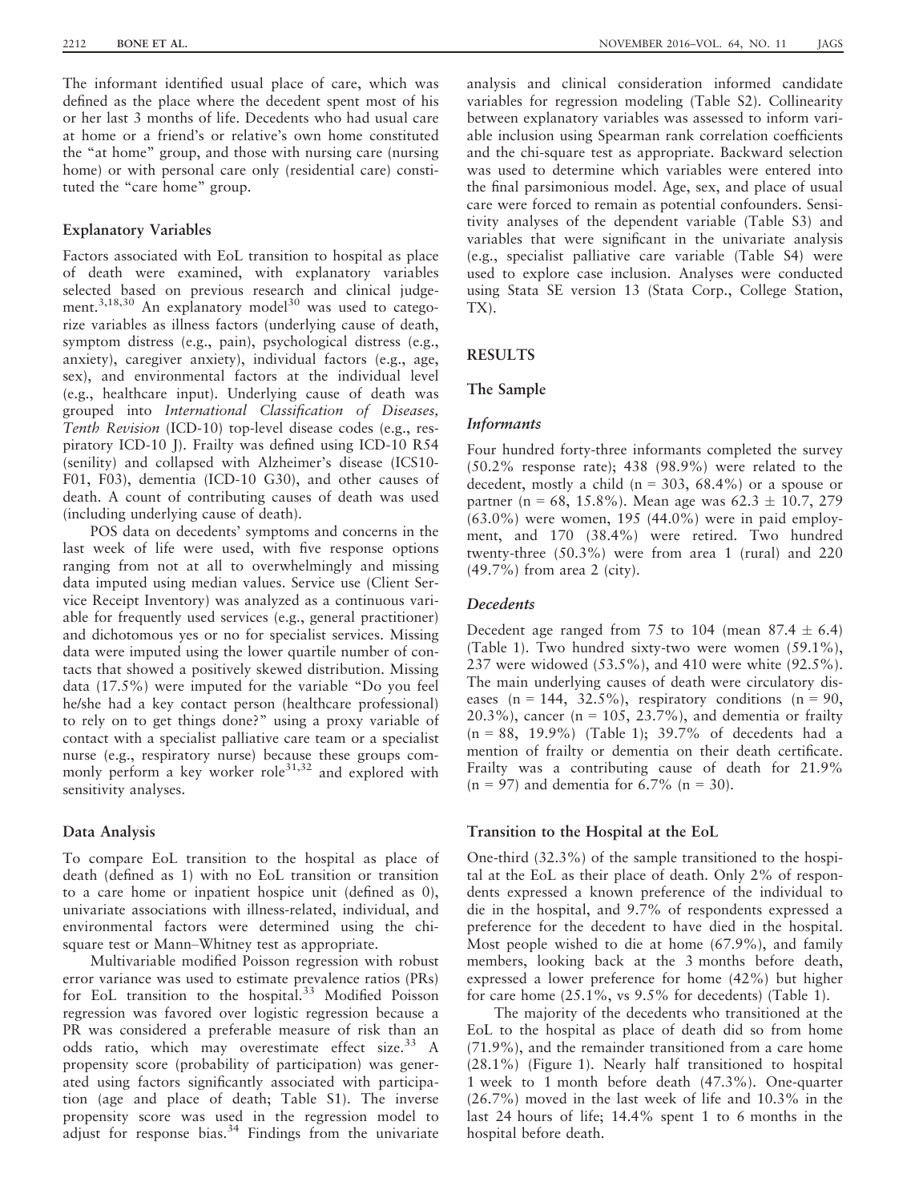The informant identified usual place of care, which was defined as the place where the decedent spent most of his or her last 3 months of life. Decedents who had usual care at home or a friend's or relative's own home constituted the "at home" group, and those with nursing care (nursing home) or with personal care only (residential care) constituted the "care home" group.

### Explanatory Variables

Factors associated with EoL transition to hospital as place of death were examined, with explanatory variables selected based on previous research and clinical judgement.[3,18,30] An explanatory model[30] was used to categorize variables as illness factors (underlying cause of death, symptom distress (e.g., pain), psychological distress (e.g., anxiety), caregiver anxiety), individual factors (e.g., age, sex), and environmental factors at the individual level (e.g., healthcare input). Underlying cause of death was grouped into *International Classification of Diseases, Tenth Revision* (ICD-10) top-level disease codes (e.g., respiratory ICD-10 J). Frailty was defined using ICD-10 R54 (senility) and collapsed with Alzheimer's disease (ICS10-F01, F03), dementia (ICD-10 G30), and other causes of death. A count of contributing causes of death was used (including underlying cause of death).

POS data on decedents' symptoms and concerns in the last week of life were used, with five response options ranging from not at all to overwhelmingly and missing data imputed using median values. Service use (Client Service Receipt Inventory) was analyzed as a continuous variable for frequently used services (e.g., general practitioner) and dichotomous yes or no for specialist services. Missing data were imputed using the lower quartile number of contacts that showed a positively skewed distribution. Missing data (17.5%) were imputed for the variable "Do you feel he/she had a key contact person (healthcare professional) to rely on to get things done?" using a proxy variable of contact with a specialist palliative care team or a specialist nurse (e.g., respiratory nurse) because these groups commonly perform a key worker role[31,32] and explored with sensitivity analyses.

### Data Analysis

To compare EoL transition to the hospital as place of death (defined as 1) with no EoL transition or transition to a care home or inpatient hospice unit (defined as 0), univariate associations with illness-related, individual, and environmental factors were determined using the chi-square test or Mann–Whitney test as appropriate.

Multivariable modified Poisson regression with robust error variance was used to estimate prevalence ratios (PRs) for EoL transition to the hospital.[33] Modified Poisson regression was favored over logistic regression because a PR was considered a preferable measure of risk than an odds ratio, which may overestimate effect size.[33] A propensity score (probability of participation) was generated using factors significantly associated with participation (age and place of death; Table S1). The inverse propensity score was used in the regression model to adjust for response bias.[34] Findings from the univariate analysis and clinical consideration informed candidate variables for regression modeling (Table S2). Collinearity between explanatory variables was assessed to inform variable inclusion using Spearman rank correlation coefficients and the chi-square test as appropriate. Backward selection was used to determine which variables were entered into the final parsimonious model. Age, sex, and place of usual care were forced to remain as potential confounders. Sensitivity analyses of the dependent variable (Table S3) and variables that were significant in the univariate analysis (e.g., specialist palliative care variable (Table S4) were used to explore case inclusion. Analyses were conducted using Stata SE version 13 (Stata Corp., College Station, TX).

## RESULTS

### The Sample

#### *Informants*

Four hundred forty-three informants completed the survey (50.2% response rate); 438 (98.9%) were related to the decedent, mostly a child (n = 303, 68.4%) or a spouse or partner (n = 68, 15.8%). Mean age was 62.3 ± 10.7, 279 (63.0%) were women, 195 (44.0%) were in paid employment, and 170 (38.4%) were retired. Two hundred twenty-three (50.3%) were from area 1 (rural) and 220 (49.7%) from area 2 (city).

#### *Decedents*

Decedent age ranged from 75 to 104 (mean 87.4 ± 6.4) (Table 1). Two hundred sixty-two were women (59.1%), 237 were widowed (53.5%), and 410 were white (92.5%). The main underlying causes of death were circulatory diseases (n = 144, 32.5%), respiratory conditions (n = 90, 20.3%), cancer (n = 105, 23.7%), and dementia or frailty (n = 88, 19.9%) (Table 1); 39.7% of decedents had a mention of frailty or dementia on their death certificate. Frailty was a contributing cause of death for 21.9% (n = 97) and dementia for 6.7% (n = 30).

### Transition to the Hospital at the EoL

One-third (32.3%) of the sample transitioned to the hospital at the EoL as their place of death. Only 2% of respondents expressed a known preference of the individual to die in the hospital, and 9.7% of respondents expressed a preference for the decedent to have died in the hospital. Most people wished to die at home (67.9%), and family members, looking back at the 3 months before death, expressed a lower preference for home (42%) but higher for care home (25.1%, vs 9.5% for decedents) (Table 1).

The majority of the decedents who transitioned at the EoL to the hospital as place of death did so from home (71.9%), and the remainder transitioned from a care home (28.1%) (Figure 1). Nearly half transitioned to hospital 1 week to 1 month before death (47.3%). One-quarter (26.7%) moved in the last week of life and 10.3% in the last 24 hours of life; 14.4% spent 1 to 6 months in the hospital before death.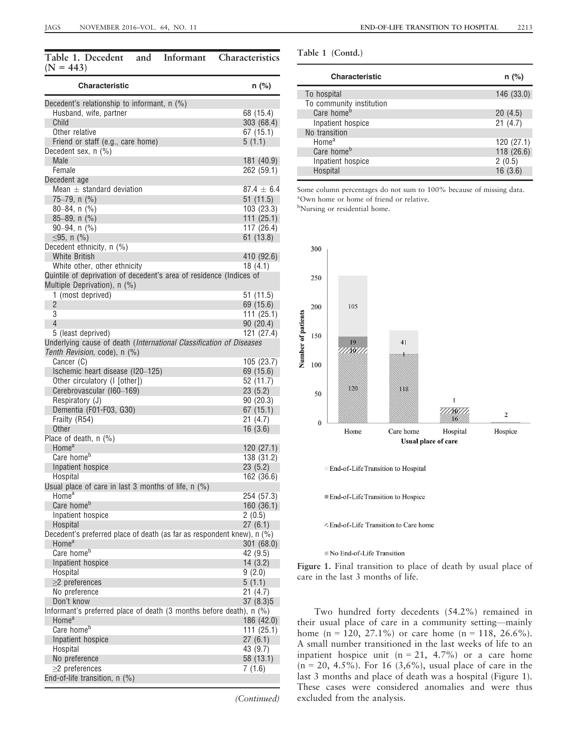**Table 1. Decedent and Informant Characteristics (N = 443)**

| Characteristic | n (%) |
|---|---|
| Decedent's relationship to informant, n (%) | |
| Husband, wife, partner | 68 (15.4) |
| Child | 303 (68.4) |
| Other relative | 67 (15.1) |
| Friend or staff (e.g., care home) | 5 (1.1) |
| Decedent sex, n (%) | |
| Male | 181 (40.9) |
| Female | 262 (59.1) |
| Decedent age | |
| Mean ± standard deviation | 87.4 ± 6.4 |
| 75–79, n (%) | 51 (11.5) |
| 80–84, n (%) | 103 (23.3) |
| 85–89, n (%) | 111 (25.1) |
| 90–94, n (%) | 117 (26.4) |
| ≤95, n (%) | 61 (13.8) |
| Decedent ethnicity, n (%) | |
| White British | 410 (92.6) |
| White other, other ethnicity | 18 (4.1) |
| Quintile of deprivation of decedent's area of residence (Indices of Multiple Deprivation), n (%) | |
| 1 (most deprived) | 51 (11.5) |
| 2 | 69 (15.6) |
| 3 | 111 (25.1) |
| 4 | 90 (20.4) |
| 5 (least deprived) | 121 (27.4) |
| Underlying cause of death (*International Classification of Diseases Tenth Revision*, code), n (%) | |
| Cancer (C) | 105 (23.7) |
| Ischemic heart disease (I20–125) | 69 (15.6) |
| Other circulatory (I [other]) | 52 (11.7) |
| Cerebrovascular (I60–169) | 23 (5.2) |
| Respiratory (J) | 90 (20.3) |
| Dementia (F01-F03, G30) | 67 (15.1) |
| Frailty (R54) | 21 (4.7) |
| Other | 16 (3.6) |
| Place of death, n (%) | |
| Home[a] | 120 (27.1) |
| Care home[b] | 138 (31.2) |
| Inpatient hospice | 23 (5.2) |
| Hospital | 162 (36.6) |
| Usual place of care in last 3 months of life, n (%) | |
| Home[a] | 254 (57.3) |
| Care home[b] | 160 (36.1) |
| Inpatient hospice | 2 (0.5) |
| Hospital | 27 (6.1) |
| Decedent's preferred place of death (as far as respondent knew), n (%) | |
| Home[a] | 301 (68.0) |
| Care home[b] | 42 (9.5) |
| Inpatient hospice | 14 (3.2) |
| Hospital | 9 (2.0) |
| ≥2 preferences | 5 (1.1) |
| No preference | 21 (4.7) |
| Don't know | 37 (8.3)5 |
| Informant's preferred place of death (3 months before death), n (%) | |
| Home[a] | 186 (42.0) |
| Care home[b] | 111 (25.1) |
| Inpatient hospice | 27 (6.1) |
| Hospital | 43 (9.7) |
| No preference | 58 (13.1) |
| ≥2 preferences | 7 (1.6) |
| End-of-life transition, n (%) | |
| To hospital | 146 (33.0) |
| To community institution | |
| Care home[b] | 20 (4.5) |
| Inpatient hospice | 21 (4.7) |
| No transition | |
| Home[a] | 120 (27.1) |
| Care home[b] | 118 (26.6) |
| Inpatient hospice | 2 (0.5) |
| Hospital | 16 (3.6) |

Some column percentages do not sum to 100% because of missing data.

[a]Own home or home of friend or relative.

[b]Nursing or residential home.

**Figure 1.** Final transition to place of death by usual place of care in the last 3 months of life.

Two hundred forty decedents (54.2%) remained in their usual place of care in a community setting—mainly home (n = 120, 27.1%) or care home (n = 118, 26.6%). A small number transitioned in the last weeks of life to an inpatient hospice unit (n = 21, 4.7%) or a care home (n = 20, 4.5%). For 16 (3,6%), usual place of care in the last 3 months and place of death was a hospital (Figure 1). These cases were considered anomalies and were thus excluded from the analysis.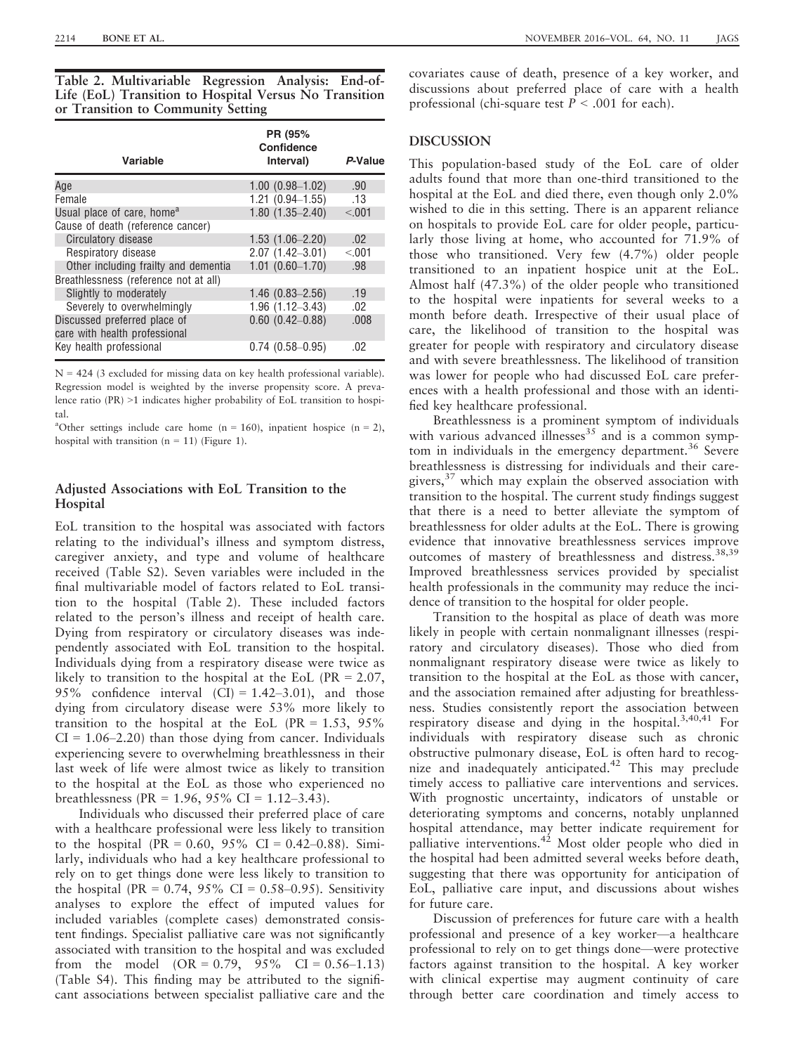**Table 2. Multivariable Regression Analysis: End-of-Life (EoL) Transition to Hospital Versus No Transition or Transition to Community Setting**

| Variable | PR (95% Confidence Interval) | P-Value |
|---|---|---|
| Age | 1.00 (0.98–1.02) | .90 |
| Female | 1.21 (0.94–1.55) | .13 |
| Usual place of care, home[a] | 1.80 (1.35–2.40) | <.001 |
| Cause of death (reference cancer) | | |
| Circulatory disease | 1.53 (1.06–2.20) | .02 |
| Respiratory disease | 2.07 (1.42–3.01) | <.001 |
| Other including frailty and dementia | 1.01 (0.60–1.70) | .98 |
| Breathlessness (reference not at all) | | |
| Slightly to moderately | 1.46 (0.83–2.56) | .19 |
| Severely to overwhelmingly | 1.96 (1.12–3.43) | .02 |
| Discussed preferred place of care with health professional | 0.60 (0.42–0.88) | .008 |
| Key health professional | 0.74 (0.58–0.95) | .02 |

N = 424 (3 excluded for missing data on key health professional variable). Regression model is weighted by the inverse propensity score. A prevalence ratio (PR) >1 indicates higher probability of EoL transition to hospital.

[a]Other settings include care home (n = 160), inpatient hospice (n = 2), hospital with transition (n = 11) (Figure 1).

### Adjusted Associations with EoL Transition to the Hospital

EoL transition to the hospital was associated with factors relating to the individual's illness and symptom distress, caregiver anxiety, and type and volume of healthcare received (Table S2). Seven variables were included in the final multivariable model of factors related to EoL transition to the hospital (Table 2). These included factors related to the person's illness and receipt of health care. Dying from respiratory or circulatory diseases was independently associated with EoL transition to the hospital. Individuals dying from a respiratory disease were twice as likely to transition to the hospital at the EoL (PR = 2.07, 95% confidence interval (CI) = 1.42–3.01), and those dying from circulatory disease were 53% more likely to transition to the hospital at the EoL (PR = 1.53, 95% CI = 1.06–2.20) than those dying from cancer. Individuals experiencing severe to overwhelming breathlessness in their last week of life were almost twice as likely to transition to the hospital at the EoL as those who experienced no breathlessness (PR = 1.96, 95% CI = 1.12–3.43).

Individuals who discussed their preferred place of care with a healthcare professional were less likely to transition to the hospital (PR = 0.60, 95% CI = 0.42–0.88). Similarly, individuals who had a key healthcare professional to rely on to get things done were less likely to transition to the hospital (PR = 0.74, 95% CI = 0.58–0.95). Sensitivity analyses to explore the effect of imputed values for included variables (complete cases) demonstrated consistent findings. Specialist palliative care was not significantly associated with transition to the hospital and was excluded from the model (OR = 0.79, 95% CI = 0.56–1.13) (Table S4). This finding may be attributed to the significant associations between specialist palliative care and the covariates cause of death, presence of a key worker, and discussions about preferred place of care with a health professional (chi-square test $P < .001$ for each).

## DISCUSSION

This population-based study of the EoL care of older adults found that more than one-third transitioned to the hospital at the EoL and died there, even though only 2.0% wished to die in this setting. There is an apparent reliance on hospitals to provide EoL care for older people, particularly those living at home, who accounted for 71.9% of those who transitioned. Very few (4.7%) older people transitioned to an inpatient hospice unit at the EoL. Almost half (47.3%) of the older people who transitioned to the hospital were inpatients for several weeks to a month before death. Irrespective of their usual place of care, the likelihood of transition to the hospital was greater for people with respiratory and circulatory disease and with severe breathlessness. The likelihood of transition was lower for people who had discussed EoL care preferences with a health professional and those with an identified key healthcare professional.

Breathlessness is a prominent symptom of individuals with various advanced illnesses[35] and is a common symptom in individuals in the emergency department.[36] Severe breathlessness is distressing for individuals and their caregivers,[37] which may explain the observed association with transition to the hospital. The current study findings suggest that there is a need to better alleviate the symptom of breathlessness for older adults at the EoL. There is growing evidence that innovative breathlessness services improve outcomes of mastery of breathlessness and distress.[38,39] Improved breathlessness services provided by specialist health professionals in the community may reduce the incidence of transition to the hospital for older people.

Transition to the hospital as place of death was more likely in people with certain nonmalignant illnesses (respiratory and circulatory diseases). Those who died from nonmalignant respiratory disease were twice as likely to transition to the hospital at the EoL as those with cancer, and the association remained after adjusting for breathlessness. Studies consistently report the association between respiratory disease and dying in the hospital.[3,40,41] For individuals with respiratory disease such as chronic obstructive pulmonary disease, EoL is often hard to recognize and inadequately anticipated.[42] This may preclude timely access to palliative care interventions and services. With prognostic uncertainty, indicators of unstable or deteriorating symptoms and concerns, notably unplanned hospital attendance, may better indicate requirement for palliative interventions.[42] Most older people who died in the hospital had been admitted several weeks before death, suggesting that there was opportunity for anticipation of EoL, palliative care input, and discussions about wishes for future care.

Discussion of preferences for future care with a health professional and presence of a key worker—a healthcare professional to rely on to get things done—were protective factors against transition to the hospital. A key worker with clinical expertise may augment continuity of care through better care coordination and timely access to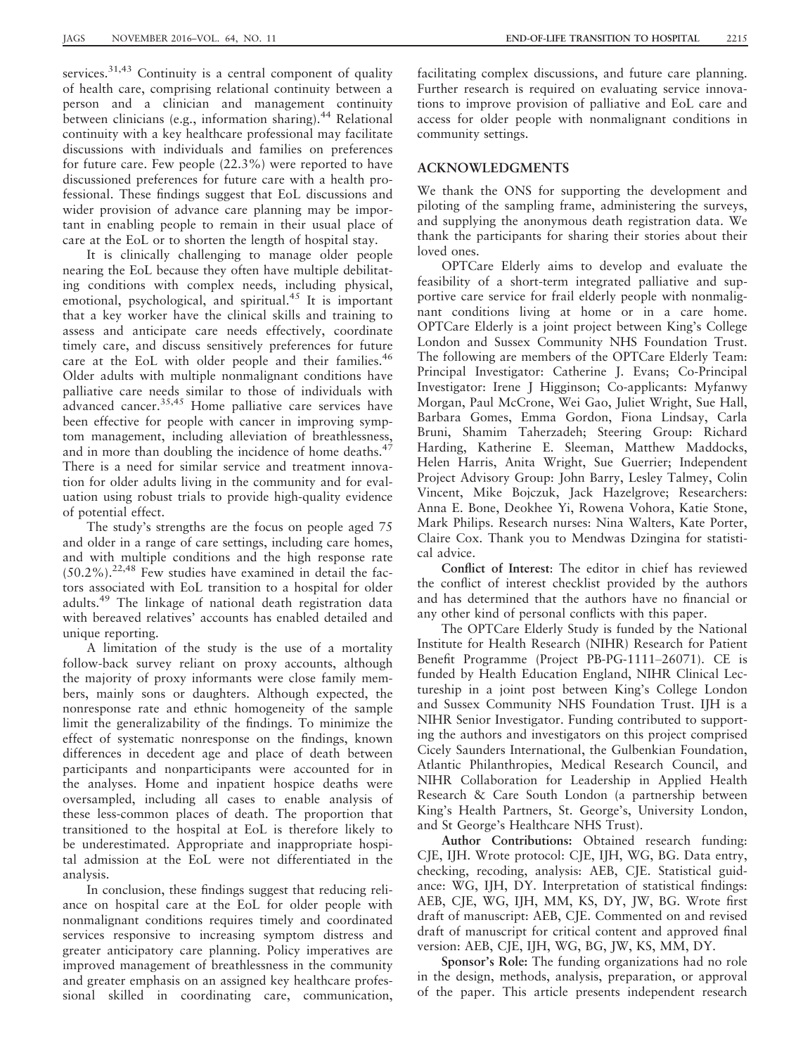services.[31,43] Continuity is a central component of quality of health care, comprising relational continuity between a person and a clinician and management continuity between clinicians (e.g., information sharing).[44] Relational continuity with a key healthcare professional may facilitate discussions with individuals and families on preferences for future care. Few people (22.3%) were reported to have discussioned preferences for future care with a health professional. These findings suggest that EoL discussions and wider provision of advance care planning may be important in enabling people to remain in their usual place of care at the EoL or to shorten the length of hospital stay.

It is clinically challenging to manage older people nearing the EoL because they often have multiple debilitating conditions with complex needs, including physical, emotional, psychological, and spiritual.[45] It is important that a key worker have the clinical skills and training to assess and anticipate care needs effectively, coordinate timely care, and discuss sensitively preferences for future care at the EoL with older people and their families.[46] Older adults with multiple nonmalignant conditions have palliative care needs similar to those of individuals with advanced cancer.[35,45] Home palliative care services have been effective for people with cancer in improving symptom management, including alleviation of breathlessness, and in more than doubling the incidence of home deaths.[47] There is a need for similar service and treatment innovation for older adults living in the community and for evaluation using robust trials to provide high-quality evidence of potential effect.

The study's strengths are the focus on people aged 75 and older in a range of care settings, including care homes, and with multiple conditions and the high response rate (50.2%).[22,48] Few studies have examined in detail the factors associated with EoL transition to a hospital for older adults.[49] The linkage of national death registration data with bereaved relatives' accounts has enabled detailed and unique reporting.

A limitation of the study is the use of a mortality follow-back survey reliant on proxy accounts, although the majority of proxy informants were close family members, mainly sons or daughters. Although expected, the nonresponse rate and ethnic homogeneity of the sample limit the generalizability of the findings. To minimize the effect of systematic nonresponse on the findings, known differences in decedent age and place of death between participants and nonparticipants were accounted for in the analyses. Home and inpatient hospice deaths were oversampled, including all cases to enable analysis of these less-common places of death. The proportion that transitioned to the hospital at EoL is therefore likely to be underestimated. Appropriate and inappropriate hospital admission at the EoL were not differentiated in the analysis.

In conclusion, these findings suggest that reducing reliance on hospital care at the EoL for older people with nonmalignant conditions requires timely and coordinated services responsive to increasing symptom distress and greater anticipatory care planning. Policy imperatives are improved management of breathlessness in the community and greater emphasis on an assigned key healthcare professional skilled in coordinating care, communication, facilitating complex discussions, and future care planning. Further research is required on evaluating service innovations to improve provision of palliative and EoL care and access for older people with nonmalignant conditions in community settings.

## ACKNOWLEDGMENTS

We thank the ONS for supporting the development and piloting of the sampling frame, administering the surveys, and supplying the anonymous death registration data. We thank the participants for sharing their stories about their loved ones.

OPTCare Elderly aims to develop and evaluate the feasibility of a short-term integrated palliative and supportive care service for frail elderly people with nonmalignant conditions living at home or in a care home. OPTCare Elderly is a joint project between King's College London and Sussex Community NHS Foundation Trust. The following are members of the OPTCare Elderly Team: Principal Investigator: Catherine J. Evans; Co-Principal Investigator: Irene J Higginson; Co-applicants: Myfanwy Morgan, Paul McCrone, Wei Gao, Juliet Wright, Sue Hall, Barbara Gomes, Emma Gordon, Fiona Lindsay, Carla Bruni, Shamim Taherzadeh; Steering Group: Richard Harding, Katherine E. Sleeman, Matthew Maddocks, Helen Harris, Anita Wright, Sue Guerrier; Independent Project Advisory Group: John Barry, Lesley Talmey, Colin Vincent, Mike Bojczuk, Jack Hazelgrove; Researchers: Anna E. Bone, Deokhee Yi, Rowena Vohora, Katie Stone, Mark Philips. Research nurses: Nina Walters, Kate Porter, Claire Cox. Thank you to Mendwas Dzingina for statistical advice.

**Conflict of Interest**: The editor in chief has reviewed the conflict of interest checklist provided by the authors and has determined that the authors have no financial or any other kind of personal conflicts with this paper.

The OPTCare Elderly Study is funded by the National Institute for Health Research (NIHR) Research for Patient Benefit Programme (Project PB-PG-1111–26071). CE is funded by Health Education England, NIHR Clinical Lectureship in a joint post between King's College London and Sussex Community NHS Foundation Trust. IJH is a NIHR Senior Investigator. Funding contributed to supporting the authors and investigators on this project comprised Cicely Saunders International, the Gulbenkian Foundation, Atlantic Philanthropies, Medical Research Council, and NIHR Collaboration for Leadership in Applied Health Research & Care South London (a partnership between King's Health Partners, St. George's, University London, and St George's Healthcare NHS Trust).

**Author Contributions:** Obtained research funding: CJE, IJH. Wrote protocol: CJE, IJH, WG, BG. Data entry, checking, recoding, analysis: AEB, CJE. Statistical guidance: WG, IJH, DY. Interpretation of statistical findings: AEB, CJE, WG, IJH, MM, KS, DY, JW, BG. Wrote first draft of manuscript: AEB, CJE. Commented on and revised draft of manuscript for critical content and approved final version: AEB, CJE, IJH, WG, BG, JW, KS, MM, DY.

**Sponsor's Role:** The funding organizations had no role in the design, methods, analysis, preparation, or approval of the paper. This article presents independent research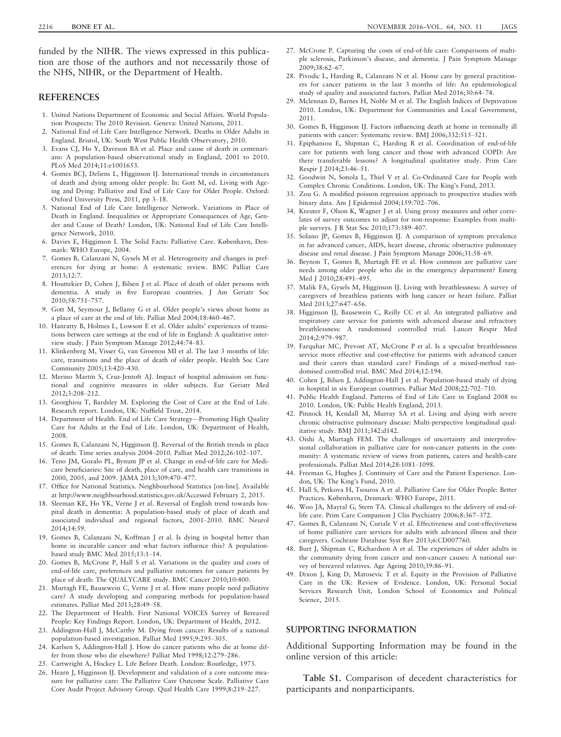funded by the NIHR. The views expressed in this publication are those of the authors and not necessarily those of the NHS, NIHR, or the Department of Health.

## REFERENCES

1. United Nations Department of Economic and Social Affairs. World Population Prospects: The 2010 Revision. Geneva: United Nations, 2011.
2. National End of Life Care Intelligence Network. Deaths in Older Adults in England. Bristol, UK: South West Public Health Observatory, 2010.
3. Evans CJ, Ho Y, Daveson BA et al. Place and cause of death in centenarians: A population-based observational study in England, 2001 to 2010. PLoS Med 2014;11:e1001653.
4. Gomes BCJ, Deliens L, Higginson IJ. International trends in circumstances of death and dying among older people. In: Gott M, ed. Living with Ageing and Dying: Palliative and End of Life Care for Older People. Oxford: Oxford University Press, 2011, pp 3–18.
5. National End of Life Care Intelligence Network. Variations in Place of Death in England. Inequalities or Appropriate Consequences of Age, Gender and Cause of Death? London, UK: National End of Life Care Intelligence Network, 2010.
6. Davies E, Higginson I. The Solid Facts: Palliative Care. København, Denmark: WHO Europe, 2004.
7. Gomes B, Calanzani N, Gysels M et al. Heterogeneity and changes in preferences for dying at home: A systematic review. BMC Palliat Care 2013;12:7.
8. Houttekier D, Cohen J, Bilsen J et al. Place of death of older persons with dementia. A study in five European countries. J Am Geriatr Soc 2010;58:751–757.
9. Gott M, Seymour J, Bellamy G et al. Older people's views about home as a place of care at the end of life. Palliat Med 2004;18:460–467.
10. Hanratty B, Holmes L, Lowson E et al. Older adults' experiences of transitions between care settings at the end of life in England: A qualitative interview study. J Pain Symptom Manage 2012;44:74–83.
11. Klinkenberg M, Visser G, van Groenou MI et al. The last 3 months of life: care, transitions and the place of death of older people. Health Soc Care Community 2005;13:420–430.
12. Merino Martín S, Cruz-Jentoft AJ. Impact of hospital admission on functional and cognitive measures in older subjects. Eur Geriatr Med 2012;3:208–212.
13. Georghiou T, Bardsley M. Exploring the Cost of Care at the End of Life. Research report. London, UK: Nuffield Trust, 2014.
14. Department of Health. End of Life Care Strategy—Promoting High Quality Care for Adults at the End of Life. London, UK: Department of Health, 2008.
15. Gomes B, Calanzani N, Higginson IJ. Reversal of the British trends in place of death: Time series analysis 2004–2010. Palliat Med 2012;26:102–107.
16. Teno JM, Gozalo PL, Bynum JP et al. Change in end-of-life care for Medicare beneficiaries: Site of death, place of care, and health care transitions in 2000, 2005, and 2009. JAMA 2013;309:470–477.
17. Office for National Statistics. Neighbourhood Statistics [on-line]. Available at http://www.neighbourhood.statistics.gov.uk/Accessed February 2, 2015.
18. Sleeman KE, Ho YK, Verne J et al. Reversal of English trend towards hospital death in dementia: A population-based study of place of death and associated individual and regional factors, 2001–2010. BMC Neurol 2014;14:59.
19. Gomes B, Calanzani N, Koffman J et al. Is dying in hospital better than home in incurable cancer and what factors influence this? A population-based study BMC Med 2015;13:1–14.
20. Gomes B, McCrone P, Hall S et al. Variations in the quality and costs of end-of-life care, preferences and palliative outcomes for cancer patients by place of death: The QUALYCARE study. BMC Cancer 2010;10:400.
21. Murtagh FE, Bausewein C, Verne J et al. How many people need palliative care? A study developing and comparing methods for population-based estimates. Palliat Med 2013;28:49–58.
22. The Department of Health. First National VOICES Survey of Bereaved People: Key Findings Report. London, UK: Department of Health, 2012.
23. Addington-Hall J, McCarthy M. Dying from cancer: Results of a national population-based investigation. Palliat Med 1995;9:295–305.
24. Karlsen S, Addington-Hall J. How do cancer patients who die at home differ from those who die elsewhere? Palliat Med 1998;12:279–286.
25. Cartwright A, Hockey L. Life Before Death. London: Routledge, 1973.
26. Hearn J, Higginson IJ. Development and validation of a core outcome measure for palliative care: The Palliative Care Outcome Scale. Palliative Care Core Audit Project Advisory Group. Qual Health Care 1999;8:219–227.
27. McCrone P. Capturing the costs of end-of-life care: Comparisons of multiple sclerosis, Parkinson's disease, and dementia. J Pain Symptom Manage 2009;38:62–67.
28. Pivodic L, Harding R, Calanzani N et al. Home care by general practitioners for cancer patients in the last 3 months of life: An epidemiological study of quality and associated factors. Palliat Med 2016;30:64–74.
29. Mclennan D, Barnes H, Noble M et al. The English Indices of Deprivation 2010. London, UK: Department for Communities and Local Government, 2011.
30. Gomes B, Higginson IJ. Factors influencing death at home in terminally ill patients with cancer: Systematic review. BMJ 2006;332:515–521.
31. Epiphaniou E, Shipman C, Harding R et al. Coordination of end-of-life care for patients with lung cancer and those with advanced COPD: Are there transferable lessons? A longitudinal qualitative study. Prim Care Respir J 2014;23:46–51.
32. Goodwin N, Sonola L, Thiel V et al. Co-Ordinated Care for People with Complex Chronic Conditions. London, UK: The King's Fund, 2013.
33. Zou G. A modified poisson regression approach to prospective studies with binary data. Am J Epidemiol 2004;159:702–706.
34. Kreuter F, Olson K, Wagner J et al. Using proxy measures and other correlates of survey outcomes to adjust for non-response: Examples from multiple surveys. J R Stat Soc 2010;173:389–407.
35. Solano JP, Gomes B, Higginson IJ. A comparison of symptom prevalence in far advanced cancer, AIDS, heart disease, chronic obstructive pulmonary disease and renal disease. J Pain Symptom Manage 2006;31:58–69.
36. Beynon T, Gomes B, Murtagh FE et al. How common are palliative care needs among older people who die in the emergency department? Emerg Med J 2010;28:491–495.
37. Malik FA, Gysels M, Higginson IJ. Living with breathlessness: A survey of caregivers of breathless patients with lung cancer or heart failure. Palliat Med 2013;27:647–656.
38. Higginson IJ, Bausewein C, Reilly CC et al. An integrated palliative and respiratory care service for patients with advanced disease and refractory breathlessness: A randomised controlled trial. Lancet Respir Med 2014;2:979–987.
39. Farquhar MC, Prevost AT, McCrone P et al. Is a specialist breathlessness service more effective and cost-effective for patients with advanced cancer and their carers than standard care? Findings of a mixed-method randomised controlled trial. BMC Med 2014;12:194.
40. Cohen J, Bilsen J, Addington-Hall J et al. Population-based study of dying in hospital in six European countries. Palliat Med 2008;22:702–710.
41. Public Health England. Patterns of End of Life Care in England 2008 to 2010. London, UK: Public Health England, 2013.
42. Pinnock H, Kendall M, Murray SA et al. Living and dying with severe chronic obstructive pulmonary disease: Multi-perspective longitudinal qualitative study. BMJ 2011;342:d142.
43. Oishi A, Murtagh FEM. The challenges of uncertainty and interprofessional collaboration in palliative care for non-cancer patients in the community: A systematic review of views from patients, carers and health-care professionals. Palliat Med 2014;28:1081–1098.
44. Freeman G, Hughes J. Continuity of Care and the Patient Experience. London, UK: The King's Fund, 2010.
45. Hall S, Petkova H, Tsouros A et al. Palliative Care for Older People: Better Practices. København, Denmark: WHO Europe, 2011.
46. Woo JA, Maytal G, Stern TA. Clinical challenges to the delivery of end-of-life care. Prim Care Companion J Clin Psychiatry 2006;8:367–372.
47. Gomes B, Calanzani N, Curiale V et al. Effectiveness and cost-effectiveness of home palliative care services for adults with advanced illness and their caregivers. Cochrane Database Syst Rev 2013;6:CD007760.
48. Burt J, Shipman C, Richardson A et al. The experiences of older adults in the community dying from cancer and non-cancer causes: A national survey of bereaved relatives. Age Ageing 2010;39:86–91.
49. Dixon J, King D, Matosevic T et al. Equity in the Provision of Palliative Care in the UK: Review of Evidence. London, UK: Personal Social Services Research Unit, London School of Economics and Political Science, 2015.

## SUPPORTING INFORMATION

Additional Supporting Information may be found in the online version of this article:

**Table S1.** Comparison of decedent characteristics for participants and nonparticipants.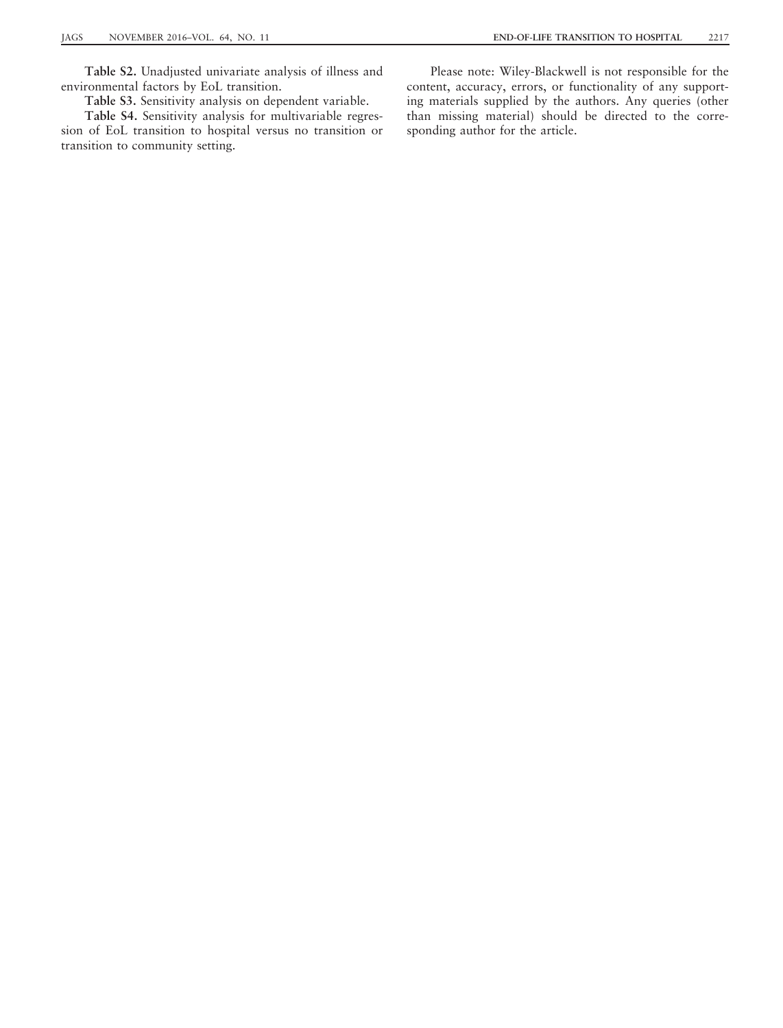**Table S2.** Unadjusted univariate analysis of illness and environmental factors by EoL transition.

**Table S3.** Sensitivity analysis on dependent variable.

**Table S4.** Sensitivity analysis for multivariable regression of EoL transition to hospital versus no transition or transition to community setting.

Please note: Wiley-Blackwell is not responsible for the content, accuracy, errors, or functionality of any supporting materials supplied by the authors. Any queries (other than missing material) should be directed to the corresponding author for the article.